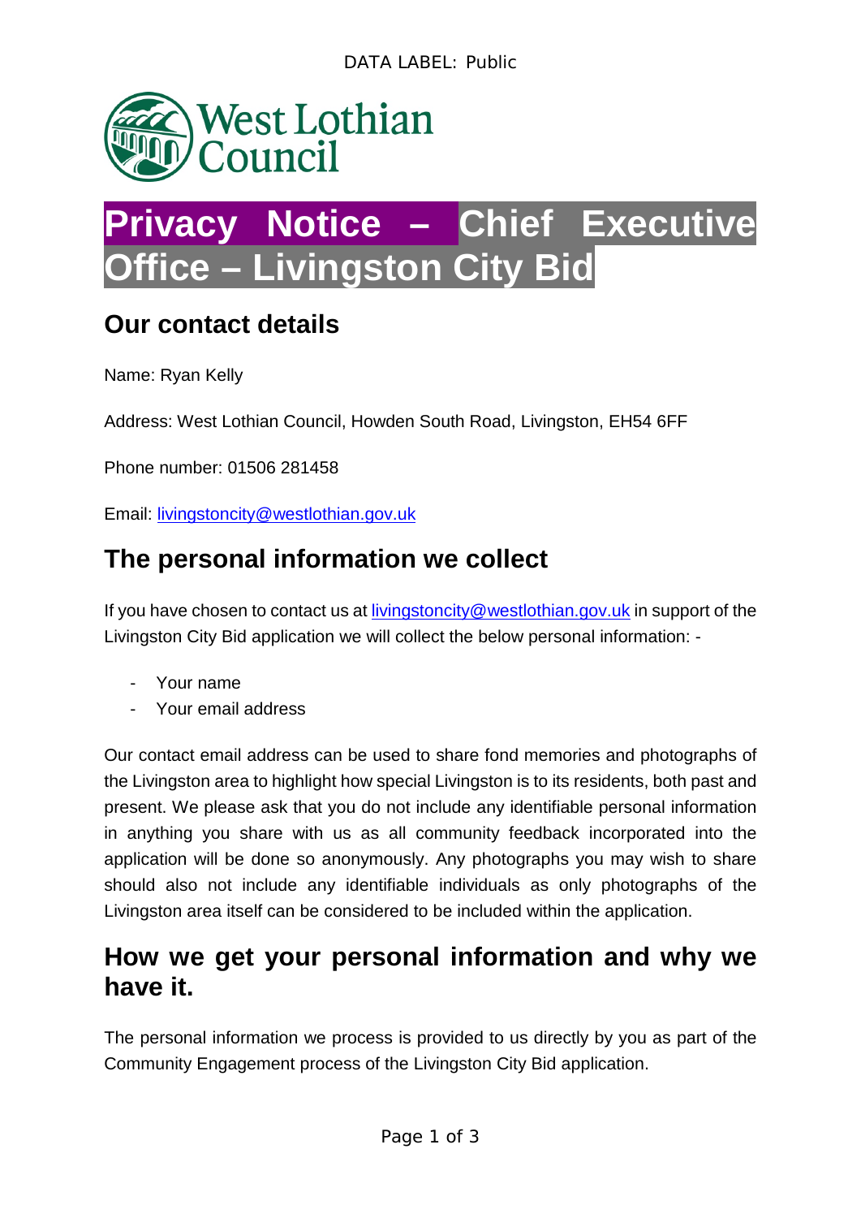DATA LABEL: Public

# Privacy Notice – Chief Executive Office – Livingston City Bid

## Our contact details

Name: Ryan Kelly

Address: West Lothian Council, Howden South Road, Livingston, EH54 6FF

Phone number: 01506 281458

Email: livingstoncity@westlothian.gov.uk

## The personal information we collect

If you have chosen to contact us at livingstoncity@westlothian.gov.uk in support of the Livingston City Bid application we will collect the below personal information: -

- Your name
- Your email address

Our contact email address can be used to share fond memories and photographs of the Livingston area to highlight how special Livingston is to its residents, both past and present. We please ask that you do not include any identifiable personal information in anything you share with us as all community feedback incorporated into the application will be done so anonymously. Any photographs you may wish to share should also not include any identifiable individuals as only photographs of the Livingston area itself can be considered to be included within the application.

## How we get your personal information and why we have it.

The personal information we process is provided to us directly by you as part of the Community Engagement process of the Livingston City Bid application.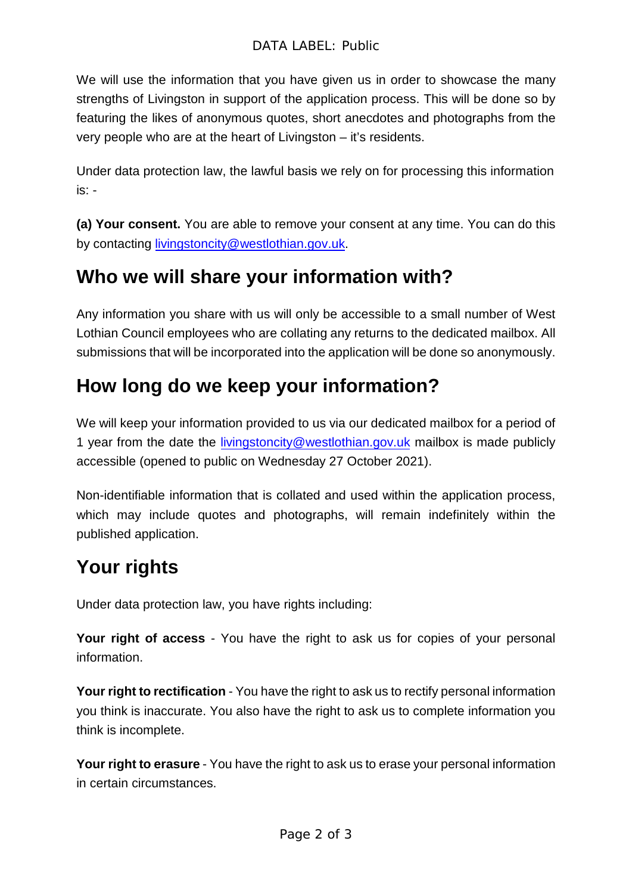We will use the information that you have given us in order to showcase the many strengths of Livingston in support of the application process. This will be done so by featuring the likes of anonymous quotes, short anecdotes and photographs from the very people who are at the heart of Livingston – it's residents.

Under data protection law, the lawful basis we rely on for processing this information is: -

**(a) Your consent.** You are able to remove your consent at any time. You can do this by contacting livingstoncity@westlothian.gov.uk.

## Who we will share your information with?

Any information you share with us will only be accessible to a small number of West Lothian Council employees who are collating any returns to the dedicated mailbox. All submissions that will be incorporated into the application will be done so anonymously.

## How long do we keep your information?

We will keep your information provided to us via our dedicated mailbox for a period of 1 year from the date the livingstoncity@westlothian.gov.uk mailbox is made publicly accessible (opened to public on Wednesday 27 October 2021).

Non-identifiable information that is collated and used within the application process, which may include quotes and photographs, will remain indefinitely within the published application.

## Your rights

Under data protection law, you have rights including:

**Your right of access** - You have the right to ask us for copies of your personal information.

**Your right to rectification** - You have the right to ask us to rectify personal information you think is inaccurate. You also have the right to ask us to complete information you think is incomplete.

**Your right to erasure** - You have the right to ask us to erase your personal information in certain circumstances.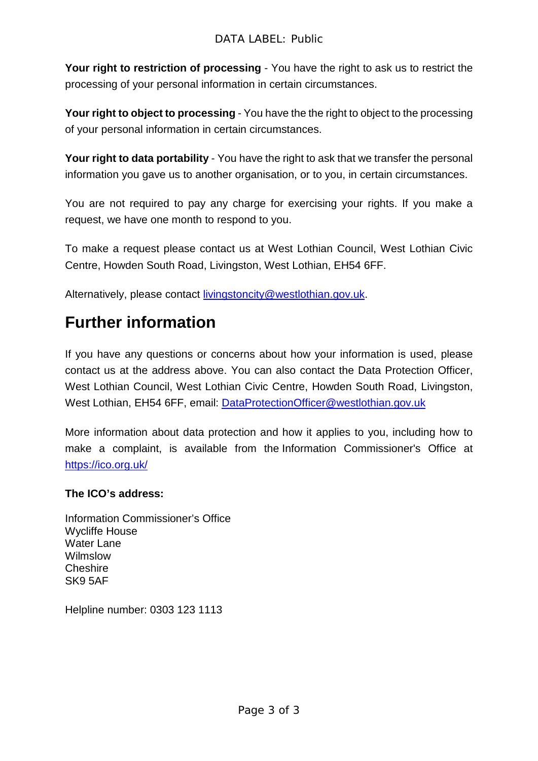**Your right to restriction of processing** - You have the right to ask us to restrict the processing of your personal information in certain circumstances.

**Your right to object to processing** - You have the the right to object to the processing of your personal information in certain circumstances.

**Your right to data portability** - You have the right to ask that we transfer the personal information you gave us to another organisation, or to you, in certain circumstances.

You are not required to pay any charge for exercising your rights. If you make a request, we have one month to respond to you.

To make a request please contact us at West Lothian Council, West Lothian Civic Centre, Howden South Road, Livingston, West Lothian, EH54 6FF.

Alternatively, please contact [livingstoncity@westlothian.gov.uk](mailto:livingstoncity@westlothian.gov.uk).

# Further information

If you have any questions or concerns about how your information is used, please contact us at the address above. You can also contact the Data Protection Officer, West Lothian Council, West Lothian Civic Centre, Howden South Road, Livingston, West Lothian, EH54 6FF, email: [DataProtectionOfficer@westlothian.gov.uk](mailto:DataProtectionOfficer@westlothian.gov.uk)

More information about data protection and how it applies to you, including how to make a complaint, is available from the Information Commissioner's Office at [https://ico.org.uk/](https://ico.org.uk/)

**The ICO's address:**

Information Commissioner's Office
Wycliffe House
Water Lane
Wilmslow
Cheshire
SK9 5AF

Helpline number: 0303 123 1113